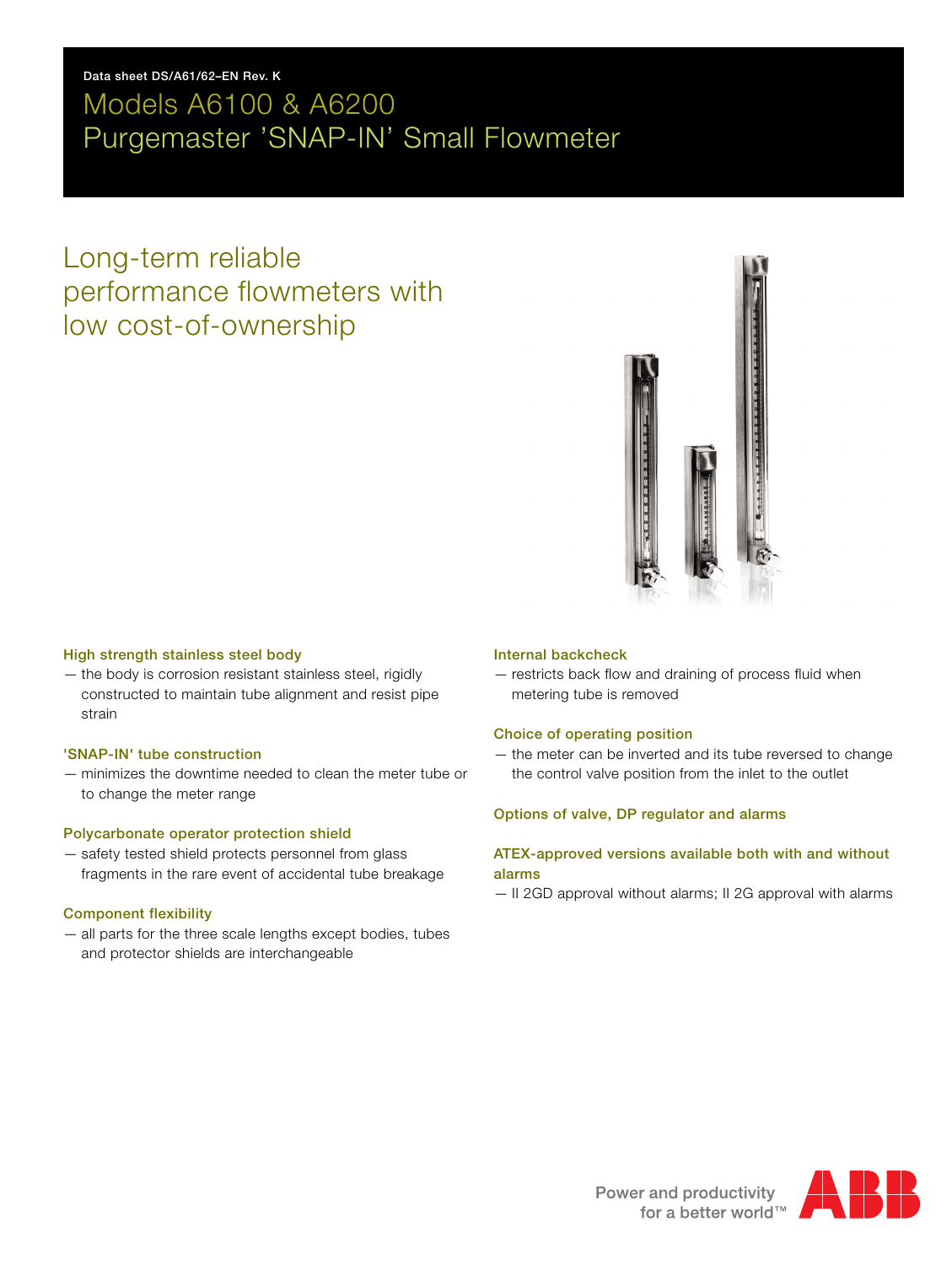Data sheet DS/A61/62–EN Rev. K

# Models A6100 & A6200
# Purgemaster 'SNAP-IN' Small Flowmeter

## Long-term reliable performance flowmeters with low cost-of-ownership

### High strength stainless steel body

— the body is corrosion resistant stainless steel, rigidly constructed to maintain tube alignment and resist pipe strain

### 'SNAP-IN' tube construction

— minimizes the downtime needed to clean the meter tube or to change the meter range

### Polycarbonate operator protection shield

— safety tested shield protects personnel from glass fragments in the rare event of accidental tube breakage

### Component flexibility

— all parts for the three scale lengths except bodies, tubes and protector shields are interchangeable

### Internal backcheck

— restricts back flow and draining of process fluid when metering tube is removed

### Choice of operating position

— the meter can be inverted and its tube reversed to change the control valve position from the inlet to the outlet

### Options of valve, DP regulator and alarms

### ATEX-approved versions available both with and without alarms

— II 2GD approval without alarms; II 2G approval with alarms

Power and productivity for a better world™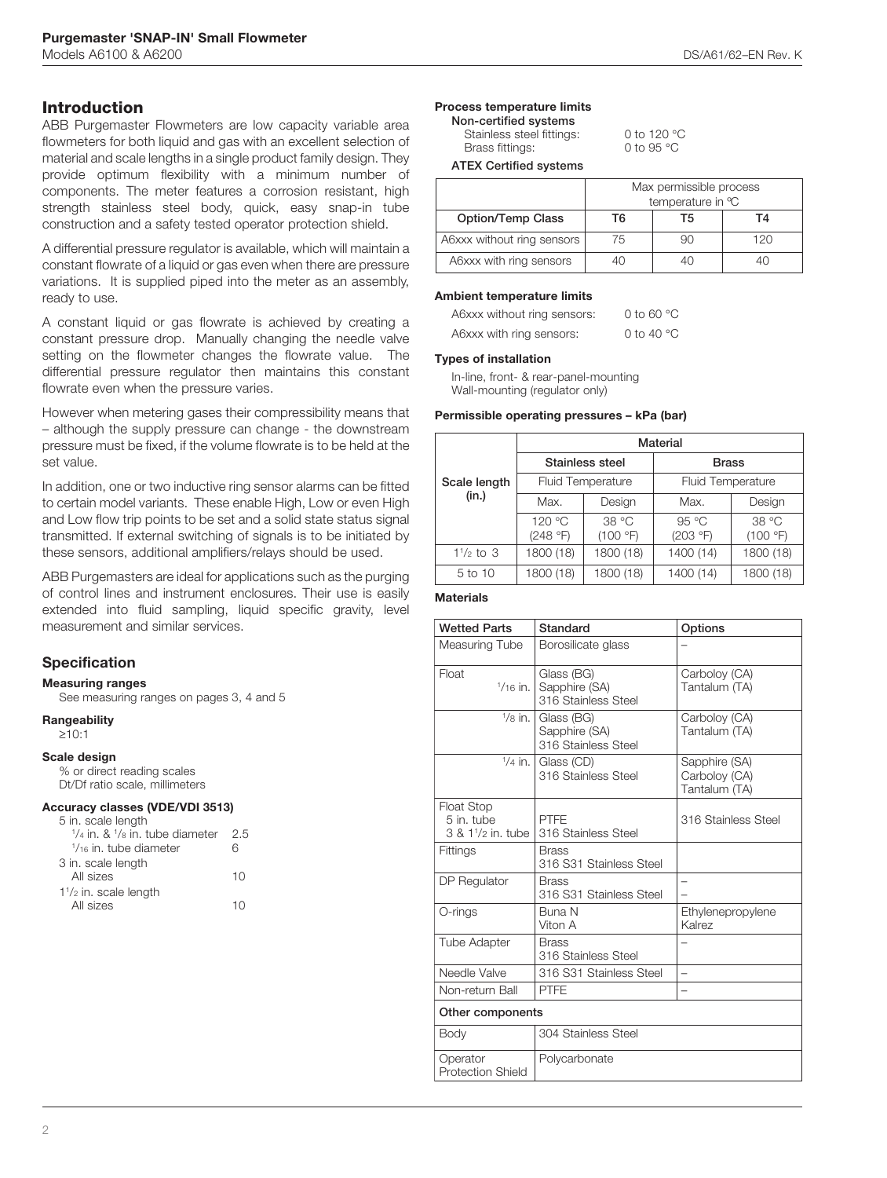## Introduction

ABB Purgemaster Flowmeters are low capacity variable area flowmeters for both liquid and gas with an excellent selection of material and scale lengths in a single product family design. They provide optimum flexibility with a minimum number of components. The meter features a corrosion resistant, high strength stainless steel body, quick, easy snap-in tube construction and a safety tested operator protection shield.

A differential pressure regulator is available, which will maintain a constant flowrate of a liquid or gas even when there are pressure variations. It is supplied piped into the meter as an assembly, ready to use.

A constant liquid or gas flowrate is achieved by creating a constant pressure drop. Manually changing the needle valve setting on the flowmeter changes the flowrate value. The differential pressure regulator then maintains this constant flowrate even when the pressure varies.

However when metering gases their compressibility means that – although the supply pressure can change - the downstream pressure must be fixed, if the volume flowrate is to be held at the set value.

In addition, one or two inductive ring sensor alarms can be fitted to certain model variants. These enable High, Low or even High and Low flow trip points to be set and a solid state status signal transmitted. If external switching of signals is to be initiated by these sensors, additional amplifiers/relays should be used.

ABB Purgemasters are ideal for applications such as the purging of control lines and instrument enclosures. Their use is easily extended into fluid sampling, liquid specific gravity, level measurement and similar services.

## Specification

### Measuring ranges

See measuring ranges on pages 3, 4 and 5

### Rangeability

≥10:1

### Scale design

% or direct reading scales
Dt/Df ratio scale, millimeters

### Accuracy classes (VDE/VDI 3513)

| | |
|---|---|
| 5 in. scale length | |
| 1/4 in. & 1/8 in. tube diameter | 2.5 |
| 1/16 in. tube diameter | 6 |
| 3 in. scale length | |
| All sizes | 10 |
| 1 1/2 in. scale length | |
| All sizes | 10 |

### Process temperature limits

**Non-certified systems**

Stainless steel fittings: 0 to 120 °C
Brass fittings: 0 to 95 °C

**ATEX Certified systems**

| | Max permissible process temperature in °C | | |
|---|---|---|---|
| **Option/Temp Class** | **T6** | **T5** | **T4** |
| A6xxx without ring sensors | 75 | 90 | 120 |
| A6xxx with ring sensors | 40 | 40 | 40 |

### Ambient temperature limits

A6xxx without ring sensors: 0 to 60 °C
A6xxx with ring sensors: 0 to 40 °C

### Types of installation

In-line, front- & rear-panel-mounting
Wall-mounting (regulator only)

### Permissible operating pressures – kPa (bar)

| Scale length (in.) | Material | | | |
|---|---|---|---|---|
| | Stainless steel | | Brass | |
| | Fluid Temperature | | Fluid Temperature | |
| | Max. | Design | Max. | Design |
| | 120 °C (248 °F) | 38 °C (100 °F) | 95 °C (203 °F) | 38 °C (100 °F) |
| 1 1/2 to 3 | 1800 (18) | 1800 (18) | 1400 (14) | 1800 (18) |
| 5 to 10 | 1800 (18) | 1800 (18) | 1400 (14) | 1800 (18) |

### Materials

| Wetted Parts | Standard | Options |
|---|---|---|
| Measuring Tube | Borosilicate glass | – |
| Float 1/16 in. | Glass (BG)<br>Sapphire (SA)<br>316 Stainless Steel | Carboloy (CA)<br>Tantalum (TA) |
| 1/8 in. | Glass (BG)<br>Sapphire (SA)<br>316 Stainless Steel | Carboloy (CA)<br>Tantalum (TA) |
| 1/4 in. | Glass (CD)<br>316 Stainless Steel | Sapphire (SA)<br>Carboloy (CA)<br>Tantalum (TA) |
| Float Stop<br>5 in. tube<br>3 & 1 1/2 in. tube | PTFE<br>316 Stainless Steel | 316 Stainless Steel |
| Fittings | Brass<br>316 S31 Stainless Steel | |
| DP Regulator | Brass<br>316 S31 Stainless Steel | –<br>– |
| O-rings | Buna N<br>Viton A | Ethylenepropylene<br>Kalrez |
| Tube Adapter | Brass<br>316 Stainless Steel | – |
| Needle Valve | 316 S31 Stainless Steel | – |
| Non-return Ball | PTFE | – |
| **Other components** | | |
| Body | 304 Stainless Steel | |
| Operator Protection Shield | Polycarbonate | |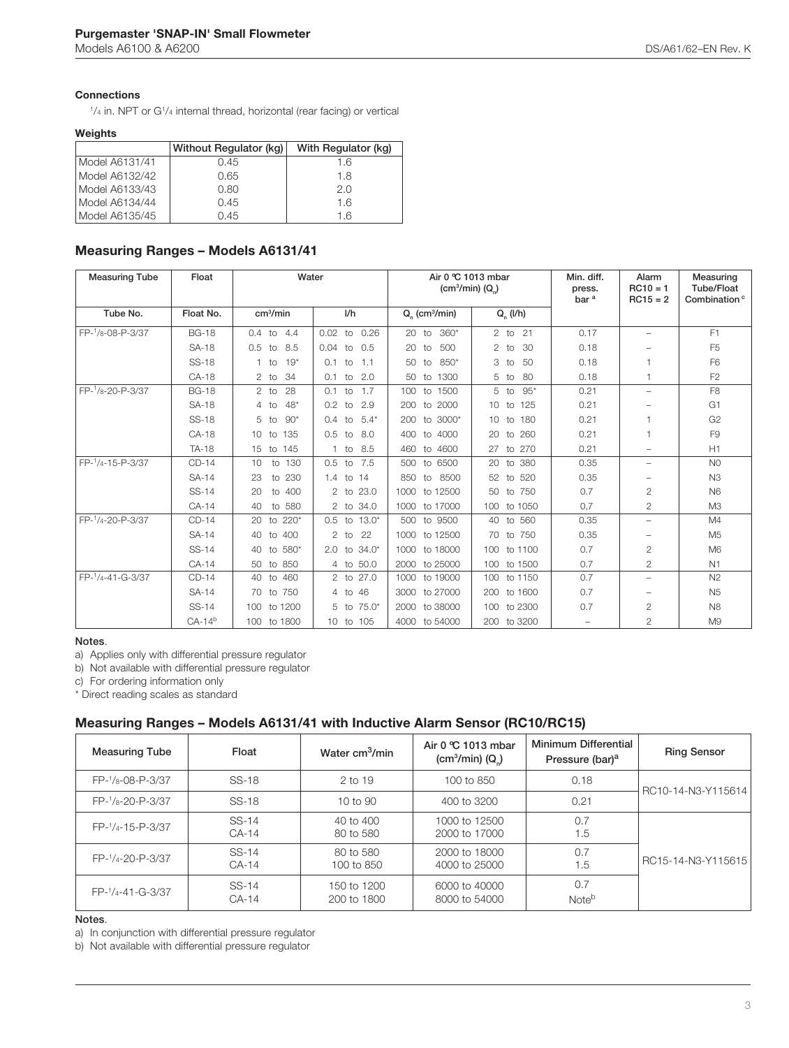#### Connections

1/4 in. NPT or G1/4 internal thread, horizontal (rear facing) or vertical

#### Weights

| | Without Regulator (kg) | With Regulator (kg) |
|---|---|---|
| Model A6131/41 | 0.45 | 1.6 |
| Model A6132/42 | 0.65 | 1.8 |
| Model A6133/43 | 0.80 | 2.0 |
| Model A6134/44 | 0.45 | 1.6 |
| Model A6135/45 | 0.45 | 1.6 |

## Measuring Ranges – Models A6131/41

| Measuring Tube | Float | Water | | Air 0 °C 1013 mbar ($cm^3$/min) ($Q_n$) | | Min. diff. press. bar [a] | Alarm RC10 = 1 RC15 = 2 | Measuring Tube/Float Combination [c] |
|---|---|---|---|---|---|---|---|---|
| Tube No. | Float No. | $cm^3$/min | l/h | $Q_n$ ($cm^3$/min) | $Q_n$ (l/h) | | | |
| FP-1/8-08-P-3/37 | BG-18 | 0.4 to 4.4 | 0.02 to 0.26 | 20 to 360* | 2 to 21 | 0.17 | – | F1 |
| | SA-18 | 0.5 to 8.5 | 0.04 to 0.5 | 20 to 500 | 2 to 30 | 0.18 | – | F5 |
| | SS-18 | 1 to 19* | 0.1 to 1.1 | 50 to 850* | 3 to 50 | 0.18 | 1 | F6 |
| | CA-18 | 2 to 34 | 0.1 to 2.0 | 50 to 1300 | 5 to 80 | 0.18 | 1 | F2 |
| FP-1/8-20-P-3/37 | BG-18 | 2 to 28 | 0.1 to 1.7 | 100 to 1500 | 5 to 95* | 0.21 | – | F8 |
| | SA-18 | 4 to 48* | 0.2 to 2.9 | 200 to 2000 | 10 to 125 | 0.21 | – | G1 |
| | SS-18 | 5 to 90* | 0.4 to 5.4* | 200 to 3000* | 10 to 180 | 0.21 | 1 | G2 |
| | CA-18 | 10 to 135 | 0.5 to 8.0 | 400 to 4000 | 20 to 260 | 0.21 | 1 | F9 |
| | TA-18 | 15 to 145 | 1 to 8.5 | 460 to 4600 | 27 to 270 | 0.21 | – | H1 |
| FP-1/4-15-P-3/37 | CD-14 | 10 to 130 | 0.5 to 7.5 | 500 to 6500 | 20 to 380 | 0.35 | – | N0 |
| | SA-14 | 23 to 230 | 1.4 to 14 | 850 to 8500 | 52 to 520 | 0.35 | – | N3 |
| | SS-14 | 20 to 400 | 2 to 23.0 | 1000 to 12500 | 50 to 750 | 0.7 | 2 | N6 |
| | CA-14 | 40 to 580 | 2 to 34.0 | 1000 to 17000 | 100 to 1050 | 0,7 | 2 | M3 |
| FP-1/4-20-P-3/37 | CD-14 | 20 to 220* | 0.5 to 13.0* | 500 to 9500 | 40 to 560 | 0.35 | – | M4 |
| | SA-14 | 40 to 400 | 2 to 22 | 1000 to 12500 | 70 to 750 | 0.35 | – | M5 |
| | SS-14 | 40 to 580* | 2.0 to 34.0* | 1000 to 18000 | 100 to 1100 | 0.7 | 2 | M6 |
| | CA-14 | 50 to 850 | 4 to 50.0 | 2000 to 25000 | 100 to 1500 | 0.7 | 2 | N1 |
| FP-1/4-41-G-3/37 | CD-14 | 40 to 460 | 2 to 27.0 | 1000 to 19000 | 100 to 1150 | 0.7 | – | N2 |
| | SA-14 | 70 to 750 | 4 to 46 | 3000 to 27000 | 200 to 1600 | 0.7 | – | N5 |
| | SS-14 | 100 to 1200 | 5 to 75.0* | 2000 to 38000 | 100 to 2300 | 0.7 | 2 | N8 |
| | CA-14[b] | 100 to 1800 | 10 to 105 | 4000 to 54000 | 200 to 3200 | – | 2 | M9 |

**Notes**.

a) Applies only with differential pressure regulator

b) Not available with differential pressure regulator

c) For ordering information only

\* Direct reading scales as standard

## Measuring Ranges – Models A6131/41 with Inductive Alarm Sensor (RC10/RC15)

| Measuring Tube | Float | Water $cm^3$/min | Air 0 °C 1013 mbar ($cm^3$/min) ($Q_n$) | Minimum Differential Pressure (bar)[a] | Ring Sensor |
|---|---|---|---|---|---|
| FP-1/8-08-P-3/37 | SS-18 | 2 to 19 | 100 to 850 | 0.18 | RC10-14-N3-Y115614 |
| FP-1/8-20-P-3/37 | SS-18 | 10 to 90 | 400 to 3200 | 0.21 | |
| FP-1/4-15-P-3/37 | SS-14<br>CA-14 | 40 to 400<br>80 to 580 | 1000 to 12500<br>2000 to 17000 | 0.7<br>1.5 | RC15-14-N3-Y115615 |
| FP-1/4-20-P-3/37 | SS-14<br>CA-14 | 80 to 580<br>100 to 850 | 2000 to 18000<br>4000 to 25000 | 0.7<br>1.5 | |
| FP-1/4-41-G-3/37 | SS-14<br>CA-14 | 150 to 1200<br>200 to 1800 | 6000 to 40000<br>8000 to 54000 | 0.7<br>Note[b] | |

**Notes**.

a) In conjunction with differential pressure regulator

b) Not available with differential pressure regulator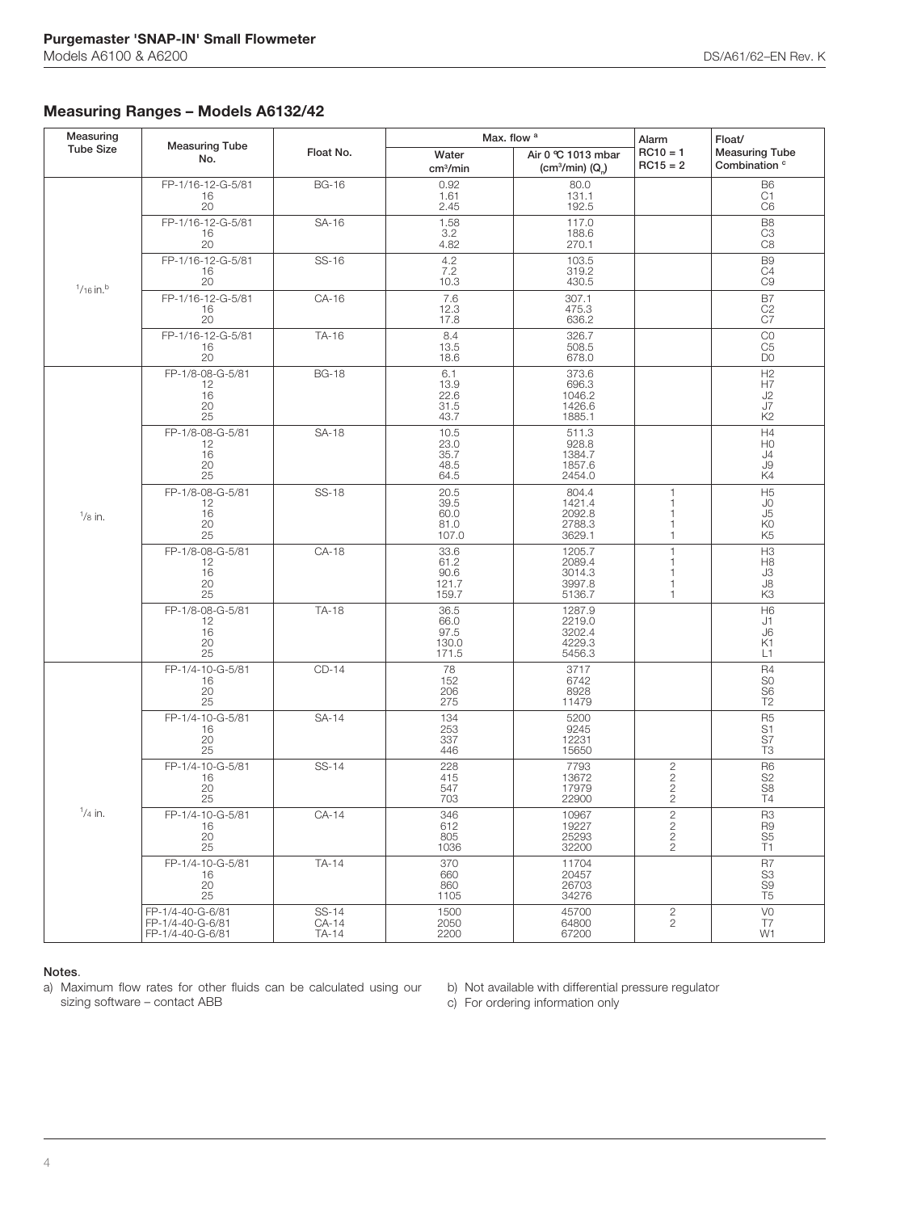## Measuring Ranges – Models A6132/42

| Measuring Tube Size | Measuring Tube No. | Float No. | Max. flow [a] | | Alarm RC10 = 1 RC15 = 2 | Float/ Measuring Tube Combination [c] |
|---|---|---|---|---|---|---|
| | | | Water $cm^3/min$ | Air 0 °C 1013 mbar $(cm^3/min)$ $(Q_n)$ | | |
| $^1/_{16}$ in.[b] | FP-1/16-12-G-5/81 | BG-16 | 0.92 | 80.0 | | B6 |
| | 16 | | 1.61 | 131.1 | | C1 |
| | 20 | | 2.45 | 192.5 | | C6 |
| | FP-1/16-12-G-5/81 | SA-16 | 1.58 | 117.0 | | B8 |
| | 16 | | 3.2 | 188.6 | | C3 |
| | 20 | | 4.82 | 270.1 | | C8 |
| | FP-1/16-12-G-5/81 | SS-16 | 4.2 | 103.5 | | B9 |
| | 16 | | 7.2 | 319.2 | | C4 |
| | 20 | | 10.3 | 430.5 | | C9 |
| | FP-1/16-12-G-5/81 | CA-16 | 7.6 | 307.1 | | B7 |
| | 16 | | 12.3 | 475.3 | | C2 |
| | 20 | | 17.8 | 636.2 | | C7 |
| | FP-1/16-12-G-5/81 | TA-16 | 8.4 | 326.7 | | C0 |
| | 16 | | 13.5 | 508.5 | | C5 |
| | 20 | | 18.6 | 678.0 | | D0 |
| $^1/_8$ in. | FP-1/8-08-G-5/81 | BG-18 | 6.1 | 373.6 | | H2 |
| | 12 | | 13.9 | 696.3 | | H7 |
| | 16 | | 22.6 | 1046.2 | | J2 |
| | 20 | | 31.5 | 1426.6 | | J7 |
| | 25 | | 43.7 | 1885.1 | | K2 |
| | FP-1/8-08-G-5/81 | SA-18 | 10.5 | 511.3 | | H4 |
| | 12 | | 23.0 | 928.8 | | H0 |
| | 16 | | 35.7 | 1384.7 | | J4 |
| | 20 | | 48.5 | 1857.6 | | J9 |
| | 25 | | 64.5 | 2454.0 | | K4 |
| | FP-1/8-08-G-5/81 | SS-18 | 20.5 | 804.4 | 1 | H5 |
| | 12 | | 39.5 | 1421.4 | 1 | J0 |
| | 16 | | 60.0 | 2092.8 | 1 | J5 |
| | 20 | | 81.0 | 2788.3 | 1 | K0 |
| | 25 | | 107.0 | 3629.1 | 1 | K5 |
| | FP-1/8-08-G-5/81 | CA-18 | 33.6 | 1205.7 | 1 | H3 |
| | 12 | | 61.2 | 2089.4 | 1 | H8 |
| | 16 | | 90.6 | 3014.3 | 1 | J3 |
| | 20 | | 121.7 | 3997.8 | 1 | J8 |
| | 25 | | 159.7 | 5136.7 | 1 | K3 |
| | FP-1/8-08-G-5/81 | TA-18 | 36.5 | 1287.9 | | H6 |
| | 12 | | 66.0 | 2219.0 | | J1 |
| | 16 | | 97.5 | 3202.4 | | J6 |
| | 20 | | 130.0 | 4229.3 | | K1 |
| | 25 | | 171.5 | 5456.3 | | L1 |
| $^1/_4$ in. | FP-1/4-10-G-5/81 | CD-14 | 78 | 3717 | | R4 |
| | 16 | | 152 | 6742 | | S0 |
| | 20 | | 206 | 8928 | | S6 |
| | 25 | | 275 | 11479 | | T2 |
| | FP-1/4-10-G-5/81 | SA-14 | 134 | 5200 | | R5 |
| | 16 | | 253 | 9245 | | S1 |
| | 20 | | 337 | 12231 | | S7 |
| | 25 | | 446 | 15650 | | T3 |
| | FP-1/4-10-G-5/81 | SS-14 | 228 | 7793 | 2 | R6 |
| | 16 | | 415 | 13672 | 2 | S2 |
| | 20 | | 547 | 17979 | 2 | S8 |
| | 25 | | 703 | 22900 | 2 | T4 |
| | FP-1/4-10-G-5/81 | CA-14 | 346 | 10967 | 2 | R3 |
| | 16 | | 612 | 19227 | 2 | R9 |
| | 20 | | 805 | 25293 | 2 | S5 |
| | 25 | | 1036 | 32200 | 2 | T1 |
| | FP-1/4-10-G-5/81 | TA-14 | 370 | 11704 | | R7 |
| | 16 | | 660 | 20457 | | S3 |
| | 20 | | 860 | 26703 | | S9 |
| | 25 | | 1105 | 34276 | | T5 |
| | FP-1/4-40-G-6/81 | SS-14 | 1500 | 45700 | 2 | V0 |
| | FP-1/4-40-G-6/81 | CA-14 | 2050 | 64800 | 2 | T7 |
| | FP-1/4-40-G-6/81 | TA-14 | 2200 | 67200 | | W1 |

**Notes**.

a) Maximum flow rates for other fluids can be calculated using our sizing software – contact ABB

b) Not available with differential pressure regulator

c) For ordering information only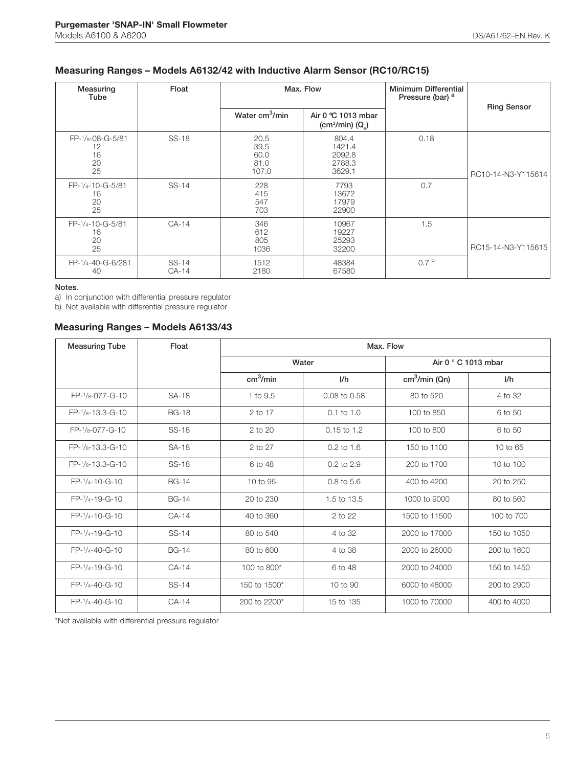## Measuring Ranges – Models A6132/42 with Inductive Alarm Sensor (RC10/RC15)

| Measuring Tube | Float | Max. Flow | | Minimum Differential Pressure (bar) [a] | Ring Sensor |
|---|---|---|---|---|---|
| | | Water $cm^3$/min | Air 0 °C 1013 mbar ($cm^3$/min) ($Q_n$) | | |
| FP-1/8-08-G-5/81<br>12<br>16<br>20<br>25 | SS-18 | 20.5<br>39.5<br>60.0<br>81.0<br>107.0 | 804.4<br>1421.4<br>2092.8<br>2788.3<br>3629.1 | 0.18 | RC10-14-N3-Y115614 |
| FP-1/4-10-G-5/81<br>16<br>20<br>25 | SS-14 | 228<br>415<br>547<br>703 | 7793<br>13672<br>17979<br>22900 | 0.7 | RC10-14-N3-Y115614 |
| FP-1/4-10-G-5/81<br>16<br>20<br>25 | CA-14 | 346<br>612<br>805<br>1036 | 10967<br>19227<br>25293<br>32200 | 1.5 | RC15-14-N3-Y115615 |
| FP-1/4-40-G-6/281<br>40 | SS-14<br>CA-14 | 1512<br>2180 | 48384<br>67580 | 0.7 [b] | RC15-14-N3-Y115615 |

**Notes**.

a) In conjunction with differential pressure regulator

b) Not available with differential pressure regulator

## Measuring Ranges – Models A6133/43

| Measuring Tube | Float | Max. Flow | | | |
|---|---|---|---|---|---|
| | | Water | | Air 0 ° C 1013 mbar | |
| | | $cm^3$/min | l/h | $cm^3$/min (Qn) | l/h |
| FP-1/8-077-G-10 | SA-18 | 1 to 9.5 | 0.08 to 0.58 | 80 to 520 | 4 to 32 |
| FP-1/8-13.3-G-10 | BG-18 | 2 to 17 | 0.1 to 1.0 | 100 to 850 | 6 to 50 |
| FP-1/8-077-G-10 | SS-18 | 2 to 20 | 0.15 to 1.2 | 100 to 800 | 6 to 50 |
| FP-1/8-13.3-G-10 | SA-18 | 2 to 27 | 0.2 to 1.6 | 150 to 1100 | 10 to 65 |
| FP-1/8-13.3-G-10 | SS-18 | 6 to 48 | 0.2 to 2.9 | 200 to 1700 | 10 to 100 |
| FP-1/4-10-G-10 | BG-14 | 10 to 95 | 0.8 to 5.6 | 400 to 4200 | 20 to 250 |
| FP-1/4-19-G-10 | BG-14 | 20 to 230 | 1.5 to 13.5 | 1000 to 9000 | 80 to 560 |
| FP-1/4-10-G-10 | CA-14 | 40 to 360 | 2 to 22 | 1500 to 11500 | 100 to 700 |
| FP-1/4-19-G-10 | SS-14 | 80 to 540 | 4 to 32 | 2000 to 17000 | 150 to 1050 |
| FP-1/4-40-G-10 | BG-14 | 80 to 600 | 4 to 38 | 2000 to 26000 | 200 to 1600 |
| FP-1/4-19-G-10 | CA-14 | 100 to 800* | 6 to 48 | 2000 to 24000 | 150 to 1450 |
| FP-1/4-40-G-10 | SS-14 | 150 to 1500* | 10 to 90 | 6000 to 48000 | 200 to 2900 |
| FP-1/4-40-G-10 | CA-14 | 200 to 2200* | 15 to 135 | 1000 to 70000 | 400 to 4000 |

*Not available with differential pressure regulator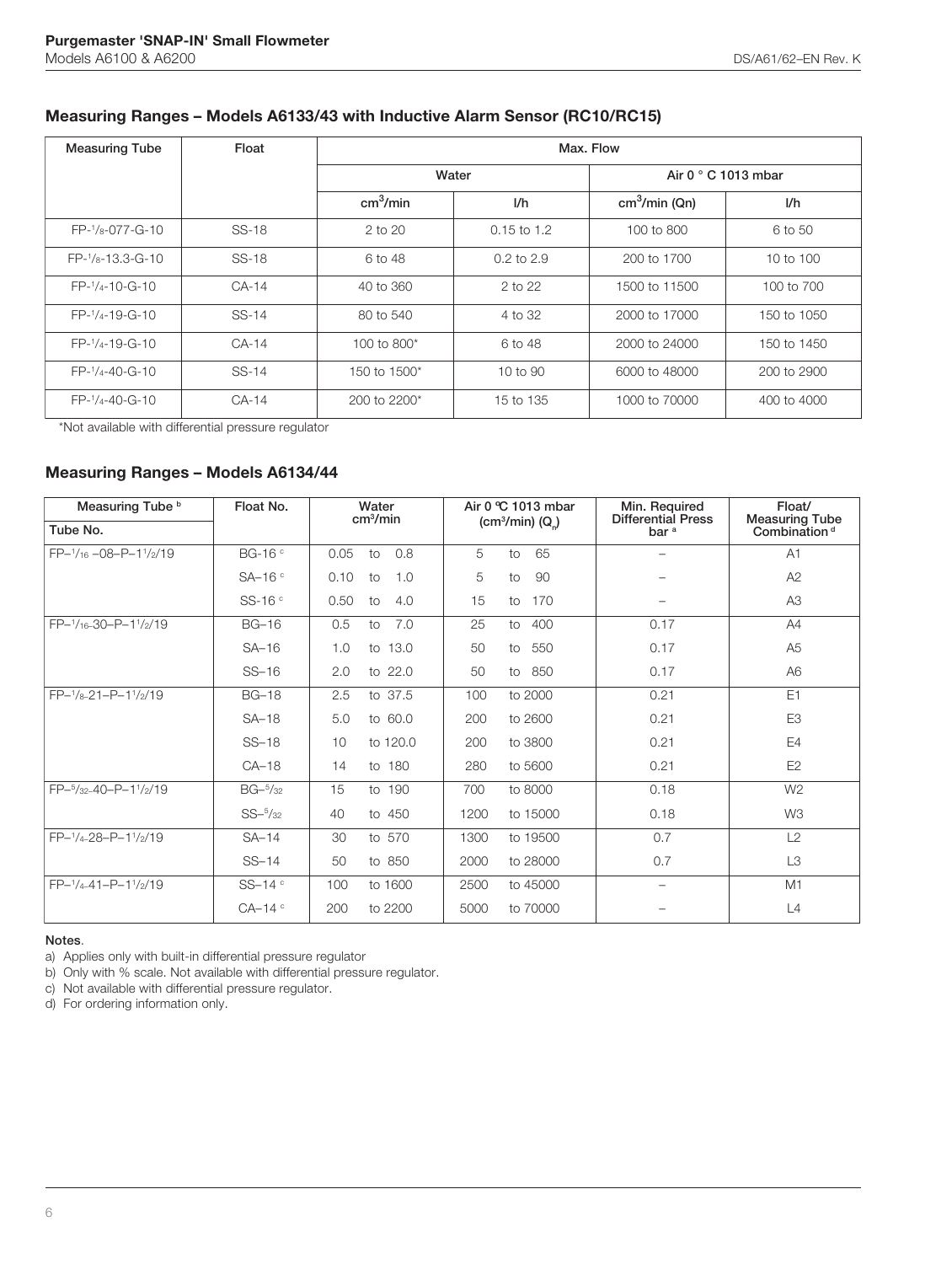## Measuring Ranges – Models A6133/43 with Inductive Alarm Sensor (RC10/RC15)

| Measuring Tube | Float | Max. Flow | | | |
|---|---|---|---|---|---|
| | | Water | | Air 0 ° C 1013 mbar | |
| | | $cm^3$/min | l/h | $cm^3$/min (Qn) | l/h |
| FP-1/8-077-G-10 | SS-18 | 2 to 20 | 0.15 to 1.2 | 100 to 800 | 6 to 50 |
| FP-1/8-13.3-G-10 | SS-18 | 6 to 48 | 0.2 to 2.9 | 200 to 1700 | 10 to 100 |
| FP-1/4-10-G-10 | CA-14 | 40 to 360 | 2 to 22 | 1500 to 11500 | 100 to 700 |
| FP-1/4-19-G-10 | SS-14 | 80 to 540 | 4 to 32 | 2000 to 17000 | 150 to 1050 |
| FP-1/4-19-G-10 | CA-14 | 100 to 800* | 6 to 48 | 2000 to 24000 | 150 to 1450 |
| FP-1/4-40-G-10 | SS-14 | 150 to 1500* | 10 to 90 | 6000 to 48000 | 200 to 2900 |
| FP-1/4-40-G-10 | CA-14 | 200 to 2200* | 15 to 135 | 1000 to 70000 | 400 to 4000 |

*Not available with differential pressure regulator

## Measuring Ranges – Models A6134/44

| Measuring Tube [b] Tube No. | Float No. | Water $cm^3$/min | Air 0 °C 1013 mbar ($cm^3$/min) ($Q_n$) | Min. Required Differential Press bar [a] | Float/ Measuring Tube Combination [d] |
|---|---|---|---|---|---|
| FP–1/16 –08–P–1 1/2/19 | BG-16 [c] | 0.05 to 0.8 | 5 to 65 | – | A1 |
| | SA–16 [c] | 0.10 to 1.0 | 5 to 90 | – | A2 |
| | SS-16 [c] | 0.50 to 4.0 | 15 to 170 | – | A3 |
| FP–1/16–30–P–1 1/2/19 | BG–16 | 0.5 to 7.0 | 25 to 400 | 0.17 | A4 |
| | SA–16 | 1.0 to 13.0 | 50 to 550 | 0.17 | A5 |
| | SS–16 | 2.0 to 22.0 | 50 to 850 | 0.17 | A6 |
| FP–1/8–21–P–1 1/2/19 | BG–18 | 2.5 to 37.5 | 100 to 2000 | 0.21 | E1 |
| | SA–18 | 5.0 to 60.0 | 200 to 2600 | 0.21 | E3 |
| | SS–18 | 10 to 120.0 | 200 to 3800 | 0.21 | E4 |
| | CA–18 | 14 to 180 | 280 to 5600 | 0.21 | E2 |
| FP–5/32–40–P–1 1/2/19 | BG–5/32 | 15 to 190 | 700 to 8000 | 0.18 | W2 |
| | SS–5/32 | 40 to 450 | 1200 to 15000 | 0.18 | W3 |
| FP–1/4–28–P–1 1/2/19 | SA–14 | 30 to 570 | 1300 to 19500 | 0.7 | L2 |
| | SS–14 | 50 to 850 | 2000 to 28000 | 0.7 | L3 |
| FP–1/4–41–P–1 1/2/19 | SS–14 [c] | 100 to 1600 | 2500 to 45000 | – | M1 |
| | CA–14 [c] | 200 to 2200 | 5000 to 70000 | – | L4 |

**Notes**.

a) Applies only with built-in differential pressure regulator
b) Only with % scale. Not available with differential pressure regulator.
c) Not available with differential pressure regulator.
d) For ordering information only.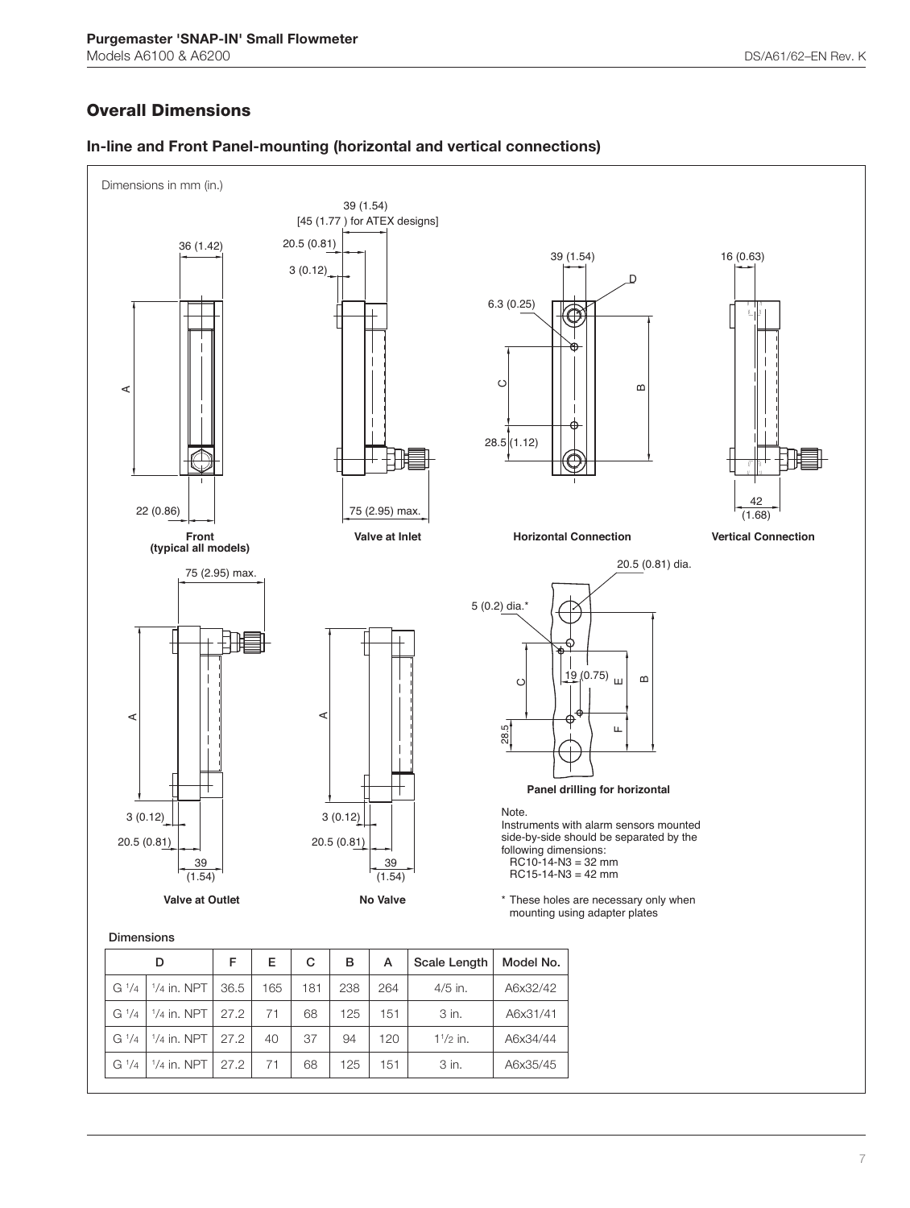## Overall Dimensions

### In-line and Front Panel-mounting (horizontal and vertical connections)

Dimensions in mm (in.)

Front (typical all models)

Valve at Inlet

Horizontal Connection

Vertical Connection

Valve at Outlet

No Valve

Panel drilling for horizontal

Note.
Instruments with alarm sensors mounted side-by-side should be separated by the following dimensions:
RC10-14-N3 = 32 mm
RC15-14-N3 = 42 mm

* These holes are necessary only when mounting using adapter plates

Dimensions

| D | | F | E | C | B | A | Scale Length | Model No. |
|---|---|---|---|---|---|---|---|---|
| G 1/4 | 1/4 in. NPT | 36.5 | 165 | 181 | 238 | 264 | 4/5 in. | A6x32/42 |
| G 1/4 | 1/4 in. NPT | 27.2 | 71 | 68 | 125 | 151 | 3 in. | A6x31/41 |
| G 1/4 | 1/4 in. NPT | 27.2 | 40 | 37 | 94 | 120 | 1 1/2 in. | A6x34/44 |
| G 1/4 | 1/4 in. NPT | 27.2 | 71 | 68 | 125 | 151 | 3 in. | A6x35/45 |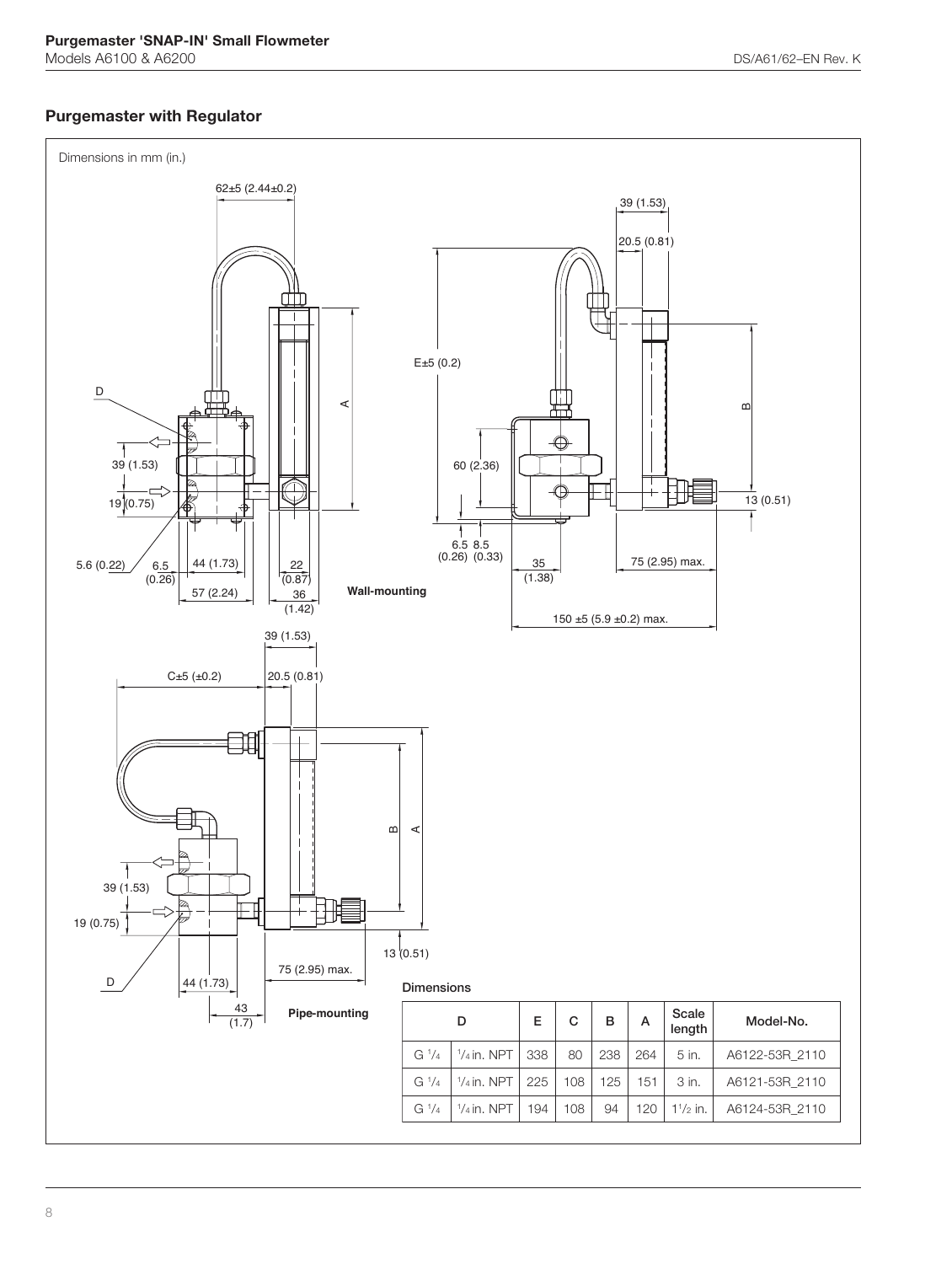## Purgemaster with Regulator

Dimensions in mm (in.)

Wall-mounting

Pipe-mounting

Dimensions

| D | | E | C | B | A | Scale length | Model-No. |
|---|---|---|---|---|---|---|---|
| G 1/4 | 1/4 in. NPT | 338 | 80 | 238 | 264 | 5 in. | A6122-53R_2110 |
| G 1/4 | 1/4 in. NPT | 225 | 108 | 125 | 151 | 3 in. | A6121-53R_2110 |
| G 1/4 | 1/4 in. NPT | 194 | 108 | 94 | 120 | 1 1/2 in. | A6124-53R_2110 |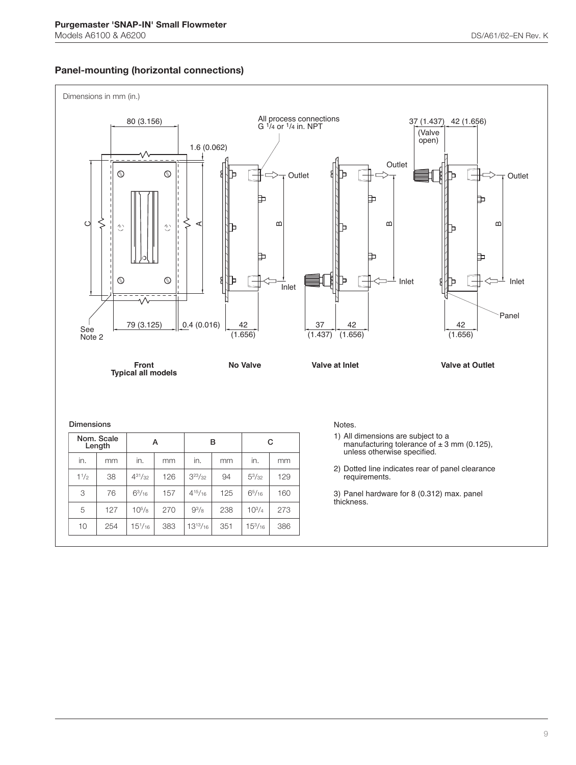## Panel-mounting (horizontal connections)

Dimensions in mm (in.)

80 (3.156)

1.6 (0.062)

All process connections G 1/4 or 1/4 in. NPT

37 (1.437) 42 (1.656) (Valve open)

Outlet

Inlet

Panel

See Note 2

79 (3.125)

0.4 (0.016)

42 (1.656)

37 (1.437) 42 (1.656)

42 (1.656)

**Front Typical all models**

**No Valve**

**Valve at Inlet**

**Valve at Outlet**

Dimensions

| Nom. Scale Length | | A | | B | | C | |
|---|---|---|---|---|---|---|---|
| in. | mm | in. | mm | in. | mm | in. | mm |
| 1 1/2 | 38 | 4 31/32 | 126 | 3 23/32 | 94 | 5 3/32 | 129 |
| 3 | 76 | 6 3/16 | 157 | 4 15/16 | 125 | 6 5/16 | 160 |
| 5 | 127 | 10 5/8 | 270 | 9 3/8 | 238 | 10 3/4 | 273 |
| 10 | 254 | 15 1/16 | 383 | 13 13/16 | 351 | 15 3/16 | 386 |

Notes.

1) All dimensions are subject to a manufacturing tolerance of ± 3 mm (0.125), unless otherwise specified.

2) Dotted line indicates rear of panel clearance requirements.

3) Panel hardware for 8 (0.312) max. panel thickness.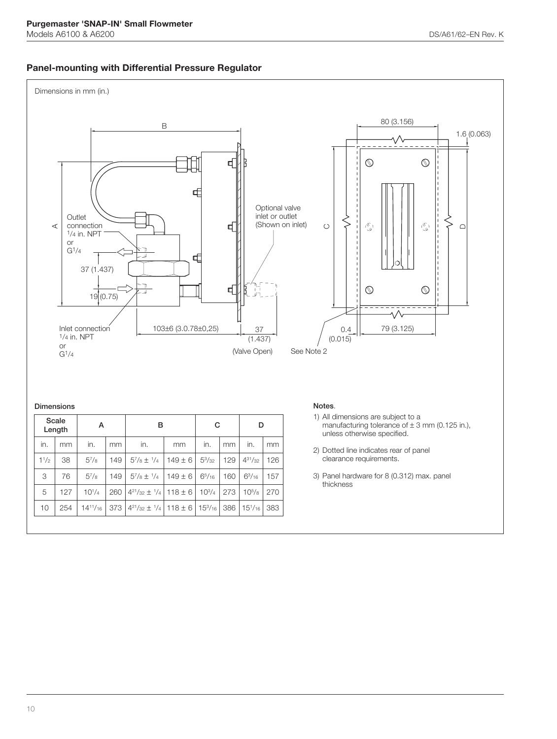## Panel-mounting with Differential Pressure Regulator

Dimensions in mm (in.)

B

80 (3.156)

1.6 (0.063)

A

Outlet connection 1/4 in. NPT or G1/4

37 (1.437)

19 (0.75)

Inlet connection 1/4 in. NPT or G1/4

Optional valve inlet or outlet (Shown on inlet)

103±6 (3.0.78±0,25)

37 (1.437)

(Valve Open)

C

D

0.4 (0.015)

79 (3.125)

See Note 2

**Dimensions**

| Scale Length | | A | | B | | C | | D | |
|---|---|---|---|---|---|---|---|---|---|
| in. | mm | in. | mm | in. | mm | in. | mm | in. | mm |
| 1 1/2 | 38 | 5 7/8 | 149 | 5 7/8 ± 1/4 | 149 ± 6 | 5 3/32 | 129 | 4 31/32 | 126 |
| 3 | 76 | 5 7/8 | 149 | 5 7/8 ± 1/4 | 149 ± 6 | 6 5/16 | 160 | 6 3/16 | 157 |
| 5 | 127 | 10 1/4 | 260 | 4 21/32 ± 1/4 | 118 ± 6 | 10 3/4 | 273 | 10 5/8 | 270 |
| 10 | 254 | 14 11/16 | 373 | 4 21/32 ± 1/4 | 118 ± 6 | 15 3/16 | 386 | 15 1/16 | 383 |

**Notes**.

1) All dimensions are subject to a manufacturing tolerance of ± 3 mm (0.125 in.), unless otherwise specified.
2) Dotted line indicates rear of panel clearance requirements.
3) Panel hardware for 8 (0.312) max. panel thickness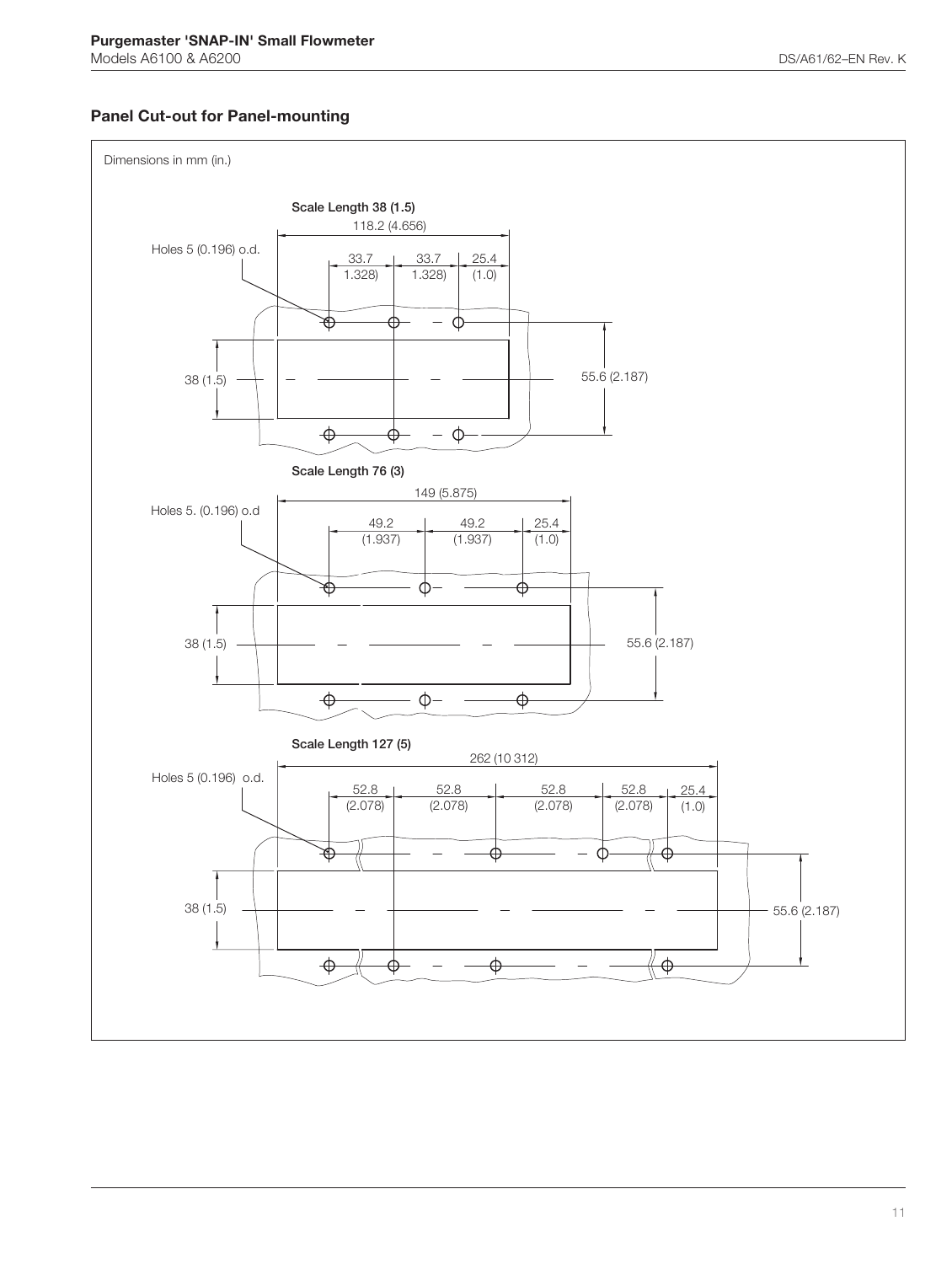## Panel Cut-out for Panel-mounting

Dimensions in mm (in.)

**Scale Length 38 (1.5)**

118.2 (4.656)

Holes 5 (0.196) o.d.

33.7 1.328) | 33.7 1.328) | 25.4 (1.0)

38 (1.5)

55.6 (2.187)

**Scale Length 76 (3)**

149 (5.875)

Holes 5. (0.196) o.d

49.2 (1.937) | 49.2 (1.937) | 25.4 (1.0)

38 (1.5)

55.6 (2.187)

**Scale Length 127 (5)**

262 (10 312)

Holes 5 (0.196) o.d.

52.8 (2.078) | 52.8 (2.078) | 52.8 (2.078) | 52.8 (2.078) | 25.4 (1.0)

38 (1.5)

55.6 (2.187)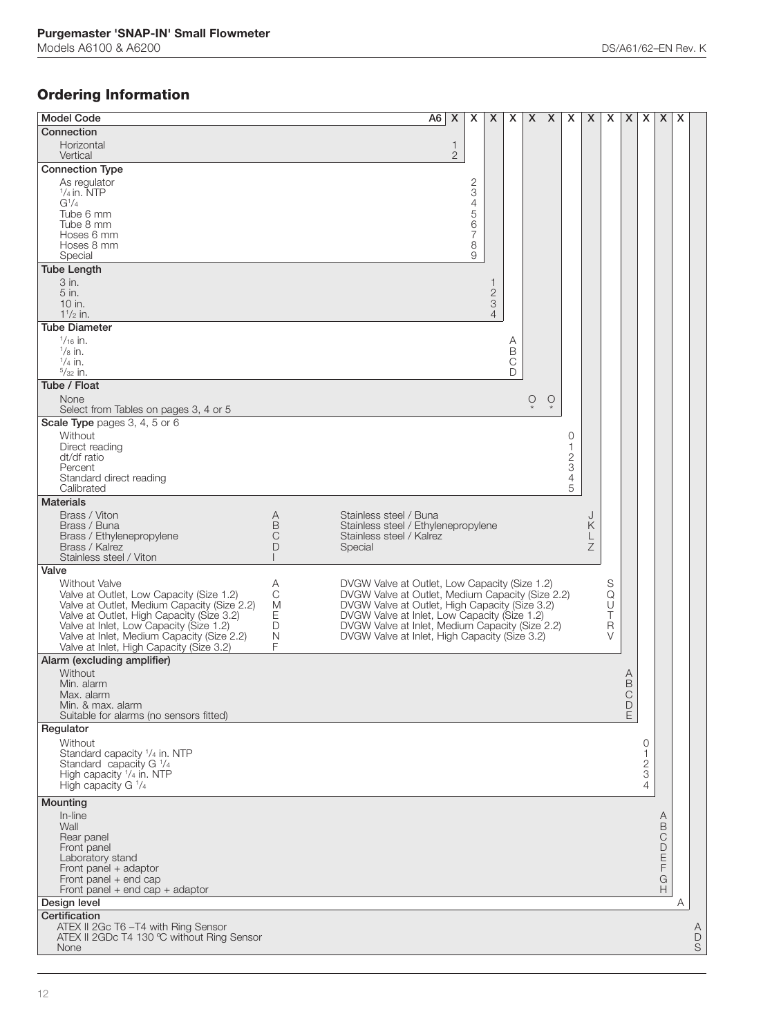## Ordering Information

| Model Code | A6 | X | X | X | X | X | X | X | X | X | X | X | X | X | X |
|---|---|---|---|---|---|---|---|---|---|---|---|---|---|---|---|
| **Connection** | | | | | | | | | | | | | | | |
| Horizontal | 1 | | | | | | | | | | | | | | |
| Vertical | 2 | | | | | | | | | | | | | | |
| **Connection Type** | | | | | | | | | | | | | | | |
| As regulator | | 2 | | | | | | | | | | | | | |
| 1/4 in. NTP | | 3 | | | | | | | | | | | | | |
| G1/4 | | 4 | | | | | | | | | | | | | |
| Tube 6 mm | | 5 | | | | | | | | | | | | | |
| Tube 8 mm | | 6 | | | | | | | | | | | | | |
| Hoses 6 mm | | 7 | | | | | | | | | | | | | |
| Hoses 8 mm | | 8 | | | | | | | | | | | | | |
| Special | | 9 | | | | | | | | | | | | | |
| **Tube Length** | | | | | | | | | | | | | | | |
| 3 in. | | | 1 | | | | | | | | | | | | |
| 5 in. | | | 2 | | | | | | | | | | | | |
| 10 in. | | | 3 | | | | | | | | | | | | |
| 1 1/2 in. | | | 4 | | | | | | | | | | | | |
| **Tube Diameter** | | | | | | | | | | | | | | | |
| 1/16 in. | | | | A | | | | | | | | | | | |
| 1/8 in. | | | | B | | | | | | | | | | | |
| 1/4 in. | | | | C | | | | | | | | | | | |
| 5/32 in. | | | | D | | | | | | | | | | | |
| **Tube / Float** | | | | | | | | | | | | | | | |
| None | | | | | O | O | | | | | | | | | |
| Select from Tables on pages 3, 4 or 5 | | | | | * | * | | | | | | | | | |
| **Scale Type** pages 3, 4, 5 or 6 | | | | | | | | | | | | | | | |
| Without | | | | | | | 0 | | | | | | | | |
| Direct reading | | | | | | | 1 | | | | | | | | |
| dt/df ratio | | | | | | | 2 | | | | | | | | |
| Percent | | | | | | | 3 | | | | | | | | |
| Standard direct reading | | | | | | | 4 | | | | | | | | |
| Calibrated | | | | | | | 5 | | | | | | | | |
| **Materials** | | | | | | | | | | | | | | | |
| Brass / Viton | | | | | | | | A | | | | | | | |
| Brass / Buna | | | | | | | | B | | | | | | | |
| Brass / Ethylenepropylene | | | | | | | | C | | | | | | | |
| Brass / Kalrez | | | | | | | | D | | | | | | | |
| Stainless steel / Viton | | | | | | | | I | | | | | | | |
| Stainless steel / Buna | | | | | | | | J | | | | | | | |
| Stainless steel / Ethylenepropylene | | | | | | | | K | | | | | | | |
| Stainless steel / Kalrez | | | | | | | | L | | | | | | | |
| Special | | | | | | | | Z | | | | | | | |
| **Valve** | | | | | | | | | | | | | | | |
| Without Valve | | | | | | | | | A | | | | | | |
| Valve at Outlet, Low Capacity (Size 1.2) | | | | | | | | | C | | | | | | |
| Valve at Outlet, Medium Capacity (Size 2.2) | | | | | | | | | M | | | | | | |
| Valve at Outlet, High Capacity (Size 3.2) | | | | | | | | | E | | | | | | |
| Valve at Inlet, Low Capacity (Size 1.2) | | | | | | | | | D | | | | | | |
| Valve at Inlet, Medium Capacity (Size 2.2) | | | | | | | | | N | | | | | | |
| Valve at Inlet, High Capacity (Size 3.2) | | | | | | | | | F | | | | | | |
| DVGW Valve at Outlet, Low Capacity (Size 1.2) | | | | | | | | | S | | | | | | |
| DVGW Valve at Outlet, Medium Capacity (Size 2.2) | | | | | | | | | Q | | | | | | |
| DVGW Valve at Outlet, High Capacity (Size 3.2) | | | | | | | | | U | | | | | | |
| DVGW Valve at Inlet, Low Capacity (Size 1.2) | | | | | | | | | T | | | | | | |
| DVGW Valve at Inlet, Medium Capacity (Size 2.2) | | | | | | | | | R | | | | | | |
| DVGW Valve at Inlet, High Capacity (Size 3.2) | | | | | | | | | V | | | | | | |
| **Alarm (excluding amplifier)** | | | | | | | | | | | | | | | |
| Without | | | | | | | | | | A | | | | | |
| Min. alarm | | | | | | | | | | B | | | | | |
| Max. alarm | | | | | | | | | | C | | | | | |
| Min. & max. alarm | | | | | | | | | | D | | | | | |
| Suitable for alarms (no sensors fitted) | | | | | | | | | | E | | | | | |
| **Regulator** | | | | | | | | | | | | | | | |
| Without | | | | | | | | | | | 0 | | | | |
| Standard capacity 1/4 in. NTP | | | | | | | | | | | 1 | | | | |
| Standard capacity G 1/4 | | | | | | | | | | | 2 | | | | |
| High capacity 1/4 in. NTP | | | | | | | | | | | 3 | | | | |
| High capacity G 1/4 | | | | | | | | | | | 4 | | | | |
| **Mounting** | | | | | | | | | | | | | | | |
| In-line | | | | | | | | | | | | A | | | |
| Wall | | | | | | | | | | | | B | | | |
| Rear panel | | | | | | | | | | | | C | | | |
| Front panel | | | | | | | | | | | | D | | | |
| Laboratory stand | | | | | | | | | | | | E | | | |
| Front panel + adaptor | | | | | | | | | | | | F | | | |
| Front panel + end cap | | | | | | | | | | | | G | | | |
| Front panel + end cap + adaptor | | | | | | | | | | | | H | | | |
| **Design level** | | | | | | | | | | | | | A | | |
| **Certification** | | | | | | | | | | | | | | | |
| ATEX II 2Gc T6 –T4 with Ring Sensor | | | | | | | | | | | | | | A | |
| ATEX II 2GDc T4 130 °C without Ring Sensor | | | | | | | | | | | | | | D | |
| None | | | | | | | | | | | | | | S | |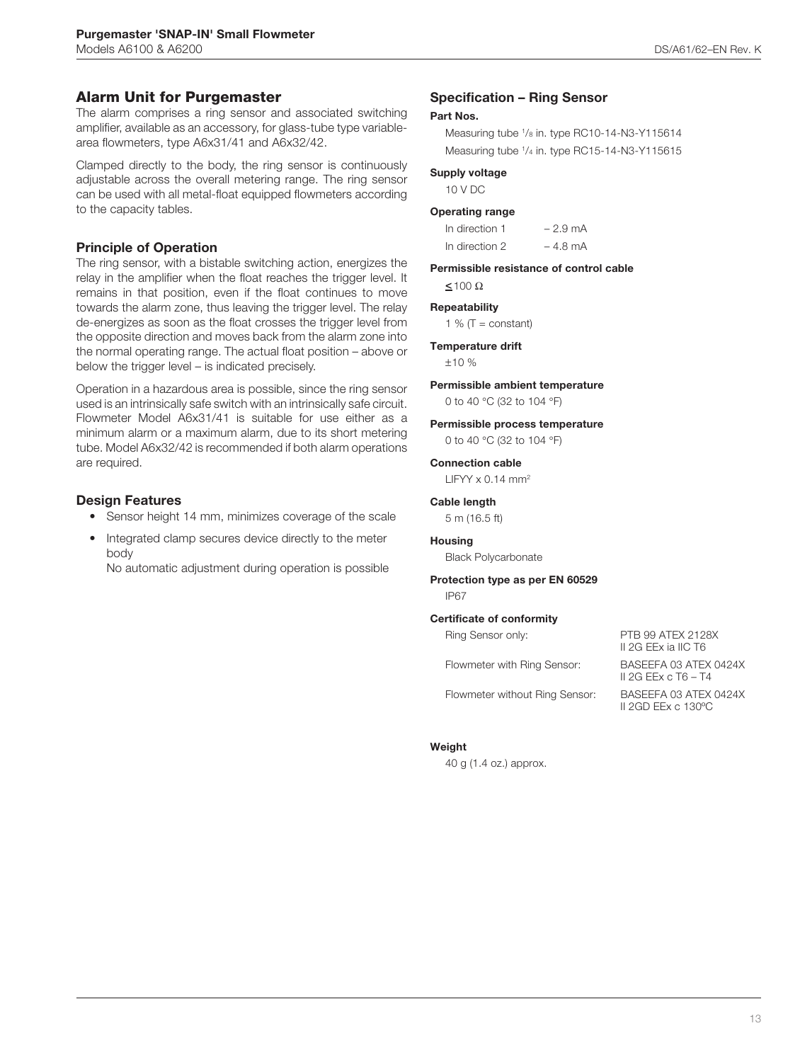## Alarm Unit for Purgemaster

The alarm comprises a ring sensor and associated switching amplifier, available as an accessory, for glass-tube type variable-area flowmeters, type A6x31/41 and A6x32/42.

Clamped directly to the body, the ring sensor is continuously adjustable across the overall metering range. The ring sensor can be used with all metal-float equipped flowmeters according to the capacity tables.

### Principle of Operation

The ring sensor, with a bistable switching action, energizes the relay in the amplifier when the float reaches the trigger level. It remains in that position, even if the float continues to move towards the alarm zone, thus leaving the trigger level. The relay de-energizes as soon as the float crosses the trigger level from the opposite direction and moves back from the alarm zone into the normal operating range. The actual float position – above or below the trigger level – is indicated precisely.

Operation in a hazardous area is possible, since the ring sensor used is an intrinsically safe switch with an intrinsically safe circuit. Flowmeter Model A6x31/41 is suitable for use either as a minimum alarm or a maximum alarm, due to its short metering tube. Model A6x32/42 is recommended if both alarm operations are required.

### Design Features

- Sensor height 14 mm, minimizes coverage of the scale
- Integrated clamp secures device directly to the meter body
  No automatic adjustment during operation is possible

## Specification – Ring Sensor

**Part Nos.**

Measuring tube 1/8 in. type RC10-14-N3-Y115614

Measuring tube 1/4 in. type RC15-14-N3-Y115615

**Supply voltage**

10 V DC

**Operating range**

| | |
|---|---|
| In direction 1 | – 2.9 mA |
| In direction 2 | – 4.8 mA |

**Permissible resistance of control cable**

≤ 100 Ω

**Repeatability**

1 % (T = constant)

**Temperature drift**

±10 %

**Permissible ambient temperature**

0 to 40 °C (32 to 104 °F)

**Permissible process temperature**

0 to 40 °C (32 to 104 °F)

**Connection cable**

LIFYY x 0.14 mm²

**Cable length**

5 m (16.5 ft)

**Housing**

Black Polycarbonate

**Protection type as per EN 60529**

IP67

**Certificate of conformity**

| | |
|---|---|
| Ring Sensor only: | PTB 99 ATEX 2128X<br>II 2G EEx ia IIC T6 |
| Flowmeter with Ring Sensor: | BASEEFA 03 ATEX 0424X<br>II 2G EEx c T6 – T4 |
| Flowmeter without Ring Sensor: | BASEEFA 03 ATEX 0424X<br>II 2GD EEx c 130ºC |

**Weight**

40 g (1.4 oz.) approx.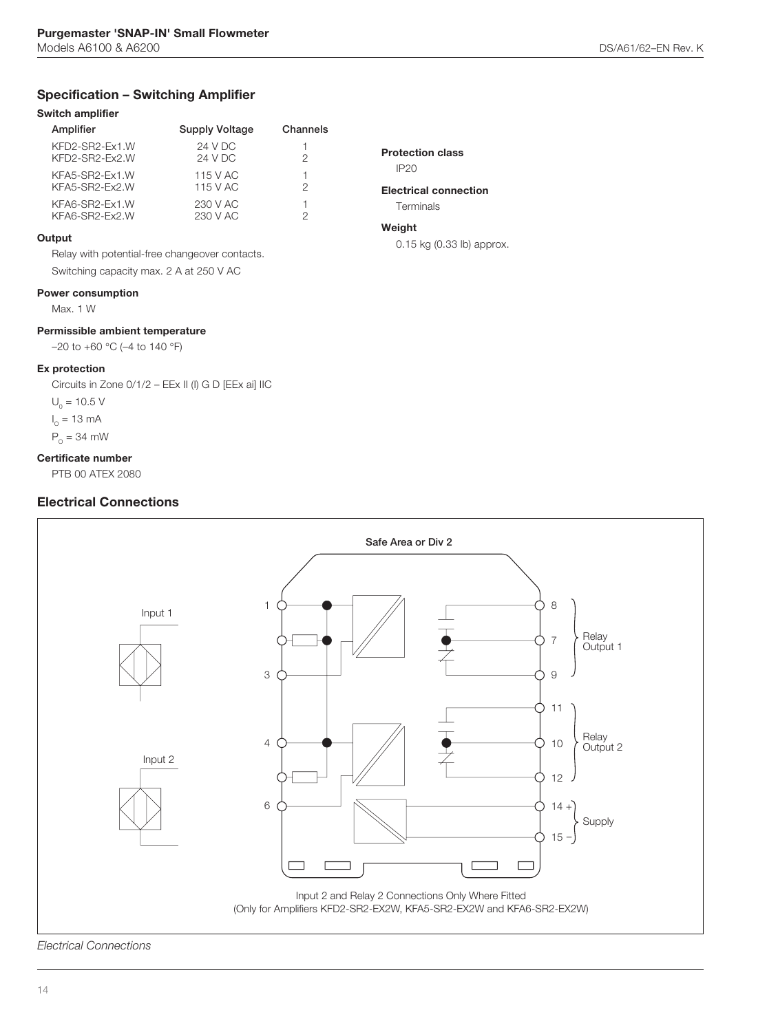## Specification – Switching Amplifier

### Switch amplifier

| Amplifier | Supply Voltage | Channels |
|---|---|---|
| KFD2-SR2-Ex1.W | 24 V DC | 1 |
| KFD2-SR2-Ex2.W | 24 V DC | 2 |
| KFA5-SR2-Ex1.W | 115 V AC | 1 |
| KFA5-SR2-Ex2.W | 115 V AC | 2 |
| KFA6-SR2-Ex1.W | 230 V AC | 1 |
| KFA6-SR2-Ex2.W | 230 V AC | 2 |

### Output

Relay with potential-free changeover contacts.

Switching capacity max. 2 A at 250 V AC

### Power consumption

Max. 1 W

### Permissible ambient temperature

–20 to +60 °C (–4 to 140 °F)

### Ex protection

Circuits in Zone 0/1/2 – EEx II (I) G D [EEx ai] IIC

$U_o$ = 10.5 V

$I_o$ = 13 mA

$P_o$ = 34 mW

### Certificate number

PTB 00 ATEX 2080

### Protection class

IP20

### Electrical connection

Terminals

### Weight

0.15 kg (0.33 lb) approx.

## Electrical Connections

Safe Area or Div 2

Input 1

Input 2

1, 3, 4, 6

8, 7, 9 – Relay Output 1

11, 10, 12 – Relay Output 2

14 +, 15 – – Supply

Input 2 and Relay 2 Connections Only Where Fitted
(Only for Amplifiers KFD2-SR2-EX2W, KFA5-SR2-EX2W and KFA6-SR2-EX2W)

*Electrical Connections*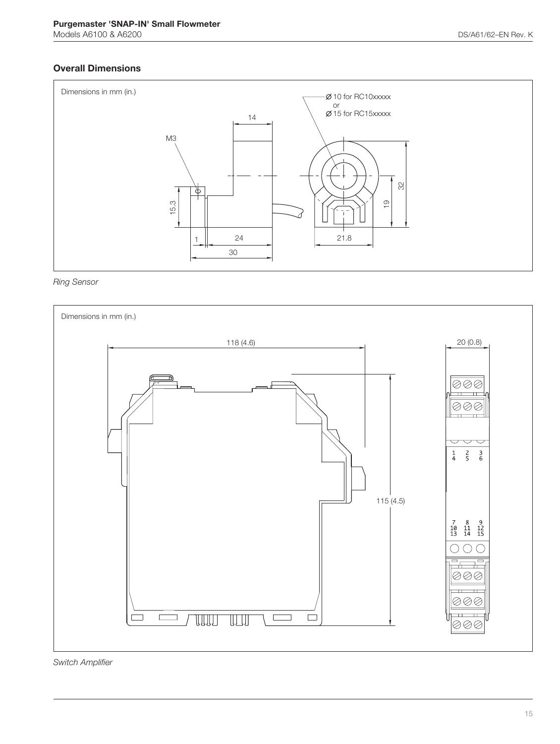## Overall Dimensions

Dimensions in mm (in.)

Ø 10 for RC10xxxxx
or
Ø 15 for RC15xxxxx

M3

14

15.3

1

24

30

21.8

19

32

*Ring Sensor*

Dimensions in mm (in.)

118 (4.6)

115 (4.5)

20 (0.8)

1 2 3
4 5 6

7 8 9
10 11 12
13 14 15

*Switch Amplifier*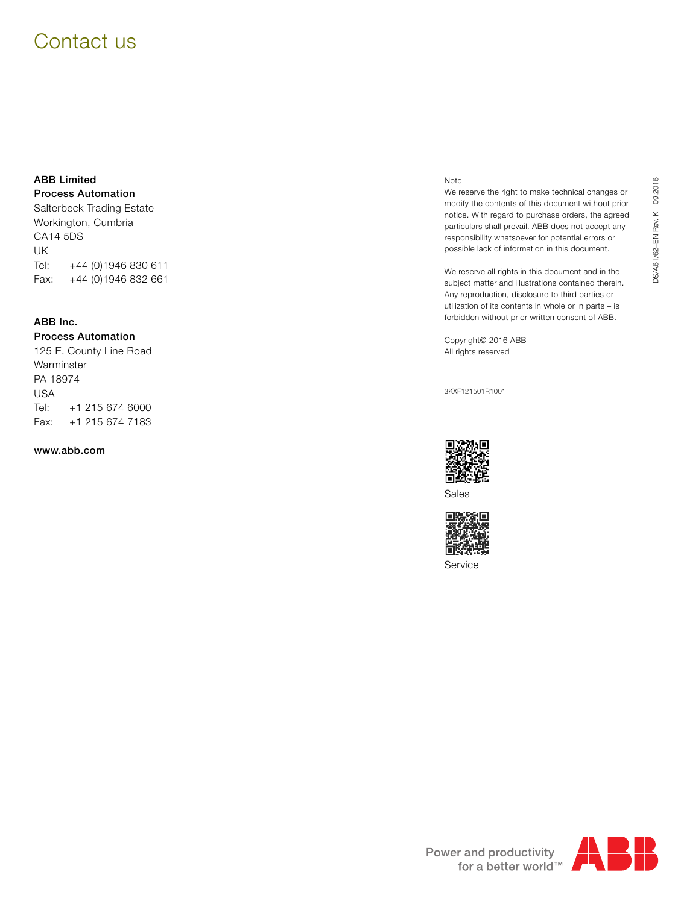# Contact us

**ABB Limited**
**Process Automation**
Salterbeck Trading Estate
Workington, Cumbria
CA14 5DS
UK
Tel: +44 (0)1946 830 611
Fax: +44 (0)1946 832 661

**ABB Inc.**
**Process Automation**
125 E. County Line Road
Warminster
PA 18974
USA
Tel: +1 215 674 6000
Fax: +1 215 674 7183

**www.abb.com**

Note
We reserve the right to make technical changes or modify the contents of this document without prior notice. With regard to purchase orders, the agreed particulars shall prevail. ABB does not accept any responsibility whatsoever for potential errors or possible lack of information in this document.

We reserve all rights in this document and in the subject matter and illustrations contained therein. Any reproduction, disclosure to third parties or utilization of its contents in whole or in parts – is forbidden without prior written consent of ABB.

Copyright© 2016 ABB
All rights reserved

3KXF121501R1001

Sales

Service

DS/A61/62–EN Rev. K 09.2016

Power and productivity
for a better world™